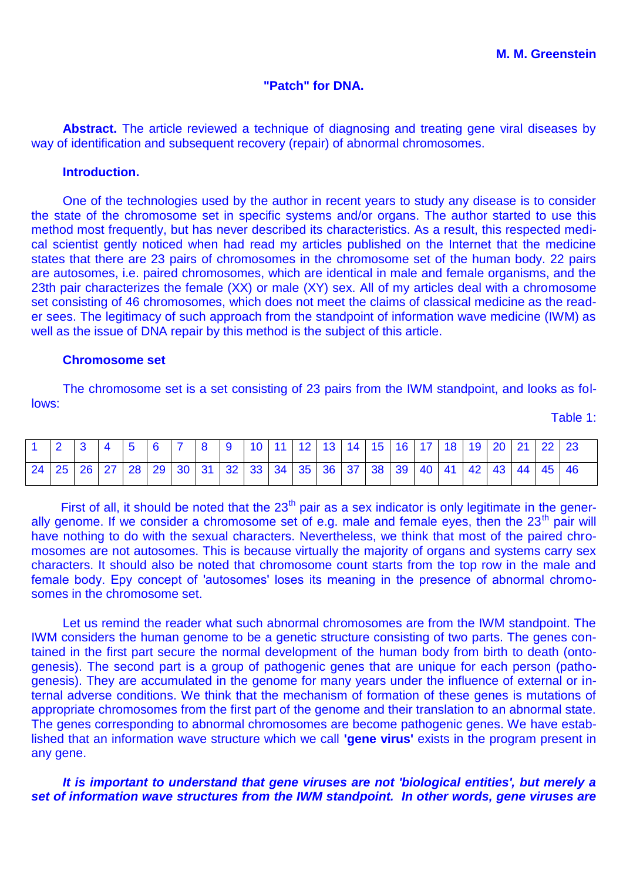**M. M. Greenstein**

## "Patch" for DNA.

**Abstract.** The article reviewed a technique of diagnosing and treating gene viral diseases by way of identification and subsequent recovery (repair) of abnormal chromosomes.

### Introduction.

One of the technologies used by the author in recent years to study any disease is to consider the state of the chromosome set in specific systems and/or organs. The author started to use this method most frequently, but has never described its characteristics. As a result, this respected medical scientist gently noticed when had read my articles published on the Internet that the medicine states that there are 23 pairs of chromosomes in the chromosome set of the human body. 22 pairs are autosomes, i.e. paired chromosomes, which are identical in male and female organisms, and the 23th pair characterizes the female (XX) or male (XY) sex. All of my articles deal with a chromosome set consisting of 46 chromosomes, which does not meet the claims of classical medicine as the reader sees. The legitimacy of such approach from the standpoint of information wave medicine (IWM) as well as the issue of DNA repair by this method is the subject of this article.

### Chromosome set

The chromosome set is a set consisting of 23 pairs from the IWM standpoint, and looks as follows:

Table 1:

| 1 | 2 | 3 | 4 | 5 | 6 | 7 | 8 | 9 | 10 | 11 | 12 | 13 | 14 | 15 | 16 | 17 | 18 | 19 | 20 | 21 | 22 | 23 |
|---|---|---|---|---|---|---|---|---|---|---|---|---|---|---|---|---|---|---|---|---|---|---|
| 24 | 25 | 26 | 27 | 28 | 29 | 30 | 31 | 32 | 33 | 34 | 35 | 36 | 37 | 38 | 39 | 40 | 41 | 42 | 43 | 44 | 45 | 46 |

First of all, it should be noted that the 23[th] pair as a sex indicator is only legitimate in the generally genome. If we consider a chromosome set of e.g. male and female eyes, then the 23[th] pair will have nothing to do with the sexual characters. Nevertheless, we think that most of the paired chromosomes are not autosomes. This is because virtually the majority of organs and systems carry sex characters. It should also be noted that chromosome count starts from the top row in the male and female body. Epy concept of 'autosomes' loses its meaning in the presence of abnormal chromosomes in the chromosome set.

Let us remind the reader what such abnormal chromosomes are from the IWM standpoint. The IWM considers the human genome to be a genetic structure consisting of two parts. The genes contained in the first part secure the normal development of the human body from birth to death (ontogenesis). The second part is a group of pathogenic genes that are unique for each person (pathogenesis). They are accumulated in the genome for many years under the influence of external or internal adverse conditions. We think that the mechanism of formation of these genes is mutations of appropriate chromosomes from the first part of the genome and their translation to an abnormal state. The genes corresponding to abnormal chromosomes are become pathogenic genes. We have established that an information wave structure which we call **'gene virus'** exists in the program present in any gene.

***It is important to understand that gene viruses are not 'biological entities', but merely a set of information wave structures from the IWM standpoint. In other words, gene viruses are***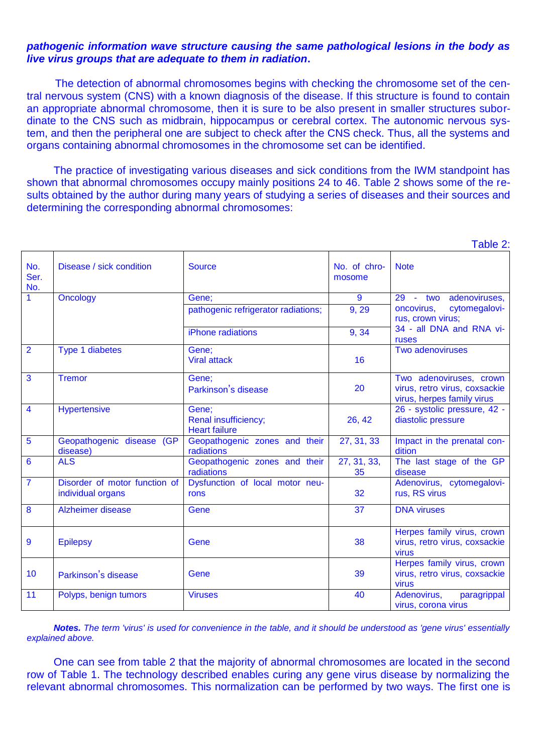***pathogenic information wave structure causing the same pathological lesions in the body as live virus groups that are adequate to them in radiation.***

The detection of abnormal chromosomes begins with checking the chromosome set of the central nervous system (CNS) with a known diagnosis of the disease. If this structure is found to contain an appropriate abnormal chromosome, then it is sure to be also present in smaller structures subordinate to the CNS such as midbrain, hippocampus or cerebral cortex. The autonomic nervous system, and then the peripheral one are subject to check after the CNS check. Thus, all the systems and organs containing abnormal chromosomes in the chromosome set can be identified.

The practice of investigating various diseases and sick conditions from the IWM standpoint has shown that abnormal chromosomes occupy mainly positions 24 to 46. Table 2 shows some of the results obtained by the author during many years of studying a series of diseases and their sources and determining the corresponding abnormal chromosomes:

Table 2:

| No. Ser. No. | Disease / sick condition | Source | No. of chromosome | Note |
|---|---|---|---|---|
| 1 | Oncology | Gene; | 9 | 29 - two adenoviruses, oncovirus, cytomegalovirus, crown virus; 34 - all DNA and RNA viruses |
| | | pathogenic refrigerator radiations; | 9, 29 | |
| | | iPhone radiations | 9, 34 | |
| 2 | Type 1 diabetes | Gene; Viral attack | 16 | Two adenoviruses |
| 3 | Tremor | Gene; Parkinson's disease | 20 | Two adenoviruses, crown virus, retro virus, coxsackie virus, herpes family virus |
| 4 | Hypertensive | Gene; Renal insufficiency; Heart failure | 26, 42 | 26 - systolic pressure, 42 - diastolic pressure |
| 5 | Geopathogenic disease (GP disease) | Geopathogenic zones and their radiations | 27, 31, 33 | Impact in the prenatal condition |
| 6 | ALS | Geopathogenic zones and their radiations | 27, 31, 33, 35 | The last stage of the GP disease |
| 7 | Disorder of motor function of individual organs | Dysfunction of local motor neurons | 32 | Adenovirus, cytomegalovirus, RS virus |
| 8 | Alzheimer disease | Gene | 37 | DNA viruses |
| 9 | Epilepsy | Gene | 38 | Herpes family virus, crown virus, retro virus, coxsackie virus |
| 10 | Parkinson's disease | Gene | 39 | Herpes family virus, crown virus, retro virus, coxsackie virus |
| 11 | Polyps, benign tumors | Viruses | 40 | Adenovirus, paragrippal virus, corona virus |

***Notes.*** *The term 'virus' is used for convenience in the table, and it should be understood as 'gene virus' essentially explained above.*

One can see from table 2 that the majority of abnormal chromosomes are located in the second row of Table 1. The technology described enables curing any gene virus disease by normalizing the relevant abnormal chromosomes. This normalization can be performed by two ways. The first one is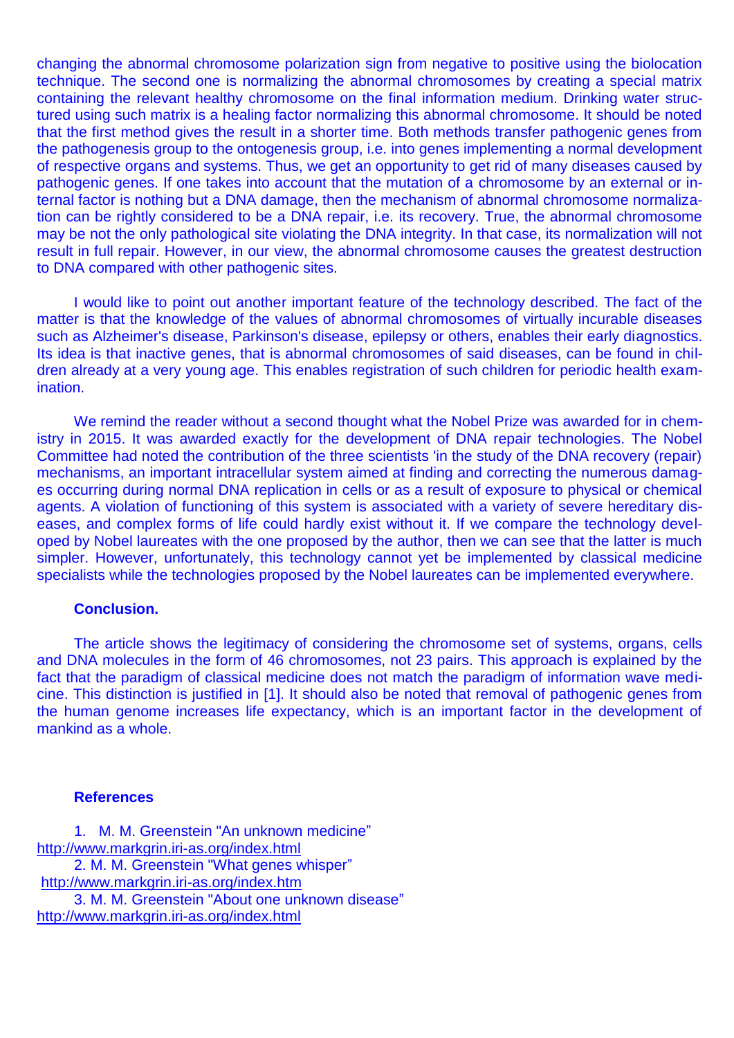changing the abnormal chromosome polarization sign from negative to positive using the biolocation technique. The second one is normalizing the abnormal chromosomes by creating a special matrix containing the relevant healthy chromosome on the final information medium. Drinking water structured using such matrix is a healing factor normalizing this abnormal chromosome. It should be noted that the first method gives the result in a shorter time. Both methods transfer pathogenic genes from the pathogenesis group to the ontogenesis group, i.e. into genes implementing a normal development of respective organs and systems. Thus, we get an opportunity to get rid of many diseases caused by pathogenic genes. If one takes into account that the mutation of a chromosome by an external or internal factor is nothing but a DNA damage, then the mechanism of abnormal chromosome normalization can be rightly considered to be a DNA repair, i.e. its recovery. True, the abnormal chromosome may be not the only pathological site violating the DNA integrity. In that case, its normalization will not result in full repair. However, in our view, the abnormal chromosome causes the greatest destruction to DNA compared with other pathogenic sites.

I would like to point out another important feature of the technology described. The fact of the matter is that the knowledge of the values of abnormal chromosomes of virtually incurable diseases such as Alzheimer's disease, Parkinson's disease, epilepsy or others, enables their early diagnostics. Its idea is that inactive genes, that is abnormal chromosomes of said diseases, can be found in children already at a very young age. This enables registration of such children for periodic health examination.

We remind the reader without a second thought what the Nobel Prize was awarded for in chemistry in 2015. It was awarded exactly for the development of DNA repair technologies. The Nobel Committee had noted the contribution of the three scientists 'in the study of the DNA recovery (repair) mechanisms, an important intracellular system aimed at finding and correcting the numerous damages occurring during normal DNA replication in cells or as a result of exposure to physical or chemical agents. A violation of functioning of this system is associated with a variety of severe hereditary diseases, and complex forms of life could hardly exist without it. If we compare the technology developed by Nobel laureates with the one proposed by the author, then we can see that the latter is much simpler. However, unfortunately, this technology cannot yet be implemented by classical medicine specialists while the technologies proposed by the Nobel laureates can be implemented everywhere.

**Conclusion.**

The article shows the legitimacy of considering the chromosome set of systems, organs, cells and DNA molecules in the form of 46 chromosomes, not 23 pairs. This approach is explained by the fact that the paradigm of classical medicine does not match the paradigm of information wave medicine. This distinction is justified in [1]. It should also be noted that removal of pathogenic genes from the human genome increases life expectancy, which is an important factor in the development of mankind as a whole.

**References**

1. M. M. Greenstein "An unknown medicine" http://www.markgrin.iri-as.org/index.html
2. M. M. Greenstein "What genes whisper" http://www.markgrin.iri-as.org/index.htm
3. M. M. Greenstein "About one unknown disease" http://www.markgrin.iri-as.org/index.html